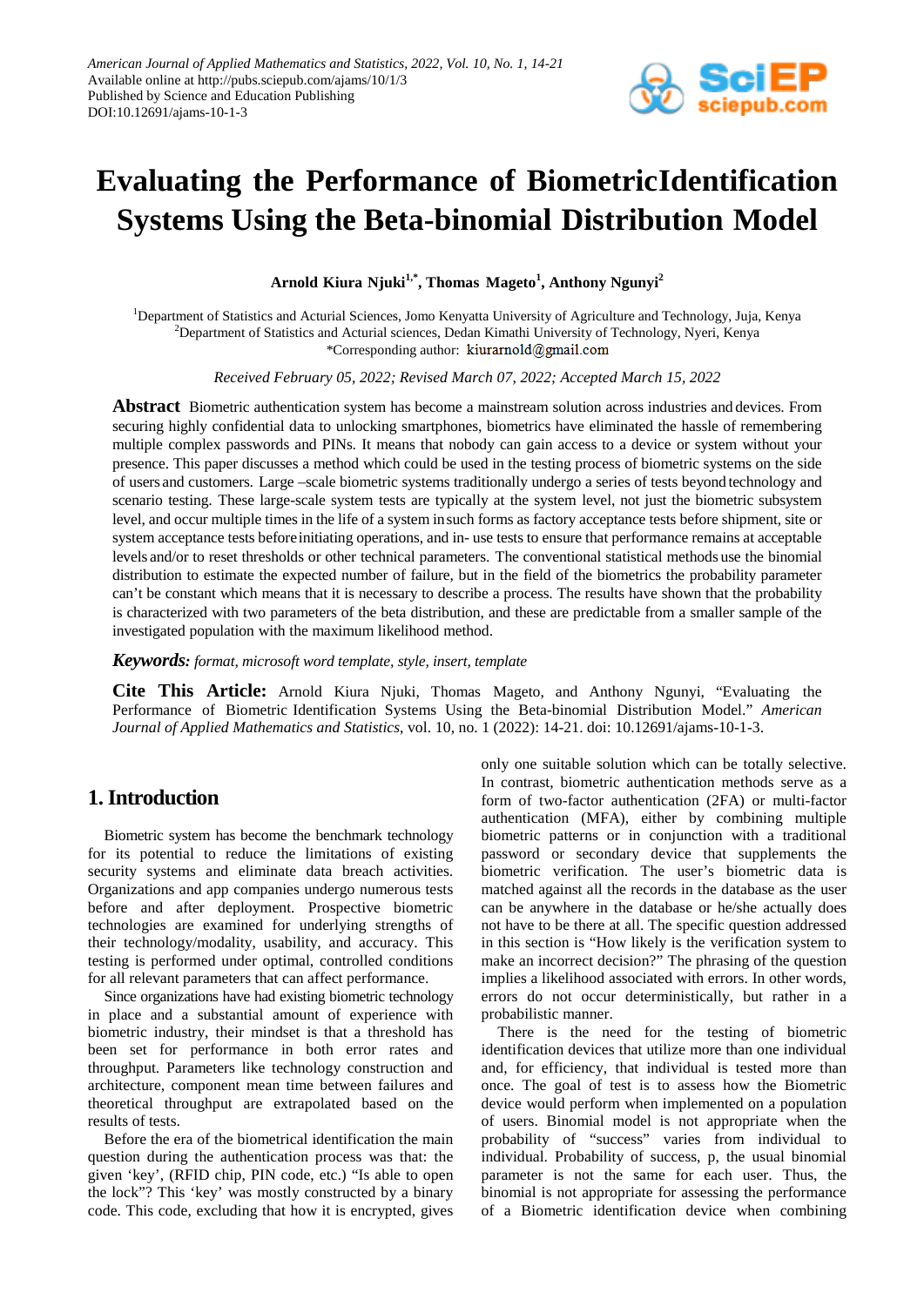American Journal of Applied Mathematics and Statistics, 2022, Vol. 10, No. 1, 14-21
Available online at http://pubs.sciepub.com/ajams/10/1/3
Published by Science and Education Publishing
DOI:10.12691/ajams-10-1-3

# Evaluating the Performance of BiometricIdentification Systems Using the Beta-binomial Distribution Model

**Arnold Kiura Njuki[1,*], Thomas Mageto[1], Anthony Ngunyi[2]**

[1]Department of Statistics and Acturial Sciences, Jomo Kenyatta University of Agriculture and Technology, Juja, Kenya
[2]Department of Statistics and Acturial sciences, Dedan Kimathi University of Technology, Nyeri, Kenya
*Corresponding author: kiurarnold@gmail.com

*Received February 05, 2022; Revised March 07, 2022; Accepted March 15, 2022*

**Abstract** Biometric authentication system has become a mainstream solution across industries and devices. From securing highly confidential data to unlocking smartphones, biometrics have eliminated the hassle of remembering multiple complex passwords and PINs. It means that nobody can gain access to a device or system without your presence. This paper discusses a method which could be used in the testing process of biometric systems on the side of users and customers. Large –scale biometric systems traditionally undergo a series of tests beyond technology and scenario testing. These large-scale system tests are typically at the system level, not just the biometric subsystem level, and occur multiple times in the life of a system in such forms as factory acceptance tests before shipment, site or system acceptance tests before initiating operations, and in- use tests to ensure that performance remains at acceptable levels and/or to reset thresholds or other technical parameters. The conventional statistical methods use the binomial distribution to estimate the expected number of failure, but in the field of the biometrics the probability parameter can't be constant which means that it is necessary to describe a process. The results have shown that the probability is characterized with two parameters of the beta distribution, and these are predictable from a smaller sample of the investigated population with the maximum likelihood method.

***Keywords:*** *format, microsoft word template, style, insert, template*

**Cite This Article:** Arnold Kiura Njuki, Thomas Mageto, and Anthony Ngunyi, "Evaluating the Performance of Biometric Identification Systems Using the Beta-binomial Distribution Model." *American Journal of Applied Mathematics and Statistics*, vol. 10, no. 1 (2022): 14-21. doi: 10.12691/ajams-10-1-3.

## 1. Introduction

Biometric system has become the benchmark technology for its potential to reduce the limitations of existing security systems and eliminate data breach activities. Organizations and app companies undergo numerous tests before and after deployment. Prospective biometric technologies are examined for underlying strengths of their technology/modality, usability, and accuracy. This testing is performed under optimal, controlled conditions for all relevant parameters that can affect performance.

Since organizations have had existing biometric technology in place and a substantial amount of experience with biometric industry, their mindset is that a threshold has been set for performance in both error rates and throughput. Parameters like technology construction and architecture, component mean time between failures and theoretical throughput are extrapolated based on the results of tests.

Before the era of the biometrical identification the main question during the authentication process was that: the given 'key', (RFID chip, PIN code, etc.) "Is able to open the lock"? This 'key' was mostly constructed by a binary code. This code, excluding that how it is encrypted, gives only one suitable solution which can be totally selective. In contrast, biometric authentication methods serve as a form of two-factor authentication (2FA) or multi-factor authentication (MFA), either by combining multiple biometric patterns or in conjunction with a traditional password or secondary device that supplements the biometric verification. The user's biometric data is matched against all the records in the database as the user can be anywhere in the database or he/she actually does not have to be there at all. The specific question addressed in this section is "How likely is the verification system to make an incorrect decision?" The phrasing of the question implies a likelihood associated with errors. In other words, errors do not occur deterministically, but rather in a probabilistic manner.

There is the need for the testing of biometric identification devices that utilize more than one individual and, for efficiency, that individual is tested more than once. The goal of test is to assess how the Biometric device would perform when implemented on a population of users. Binomial model is not appropriate when the probability of "success" varies from individual to individual. Probability of success, p, the usual binomial parameter is not the same for each user. Thus, the binomial is not appropriate for assessing the performance of a Biometric identification device when combining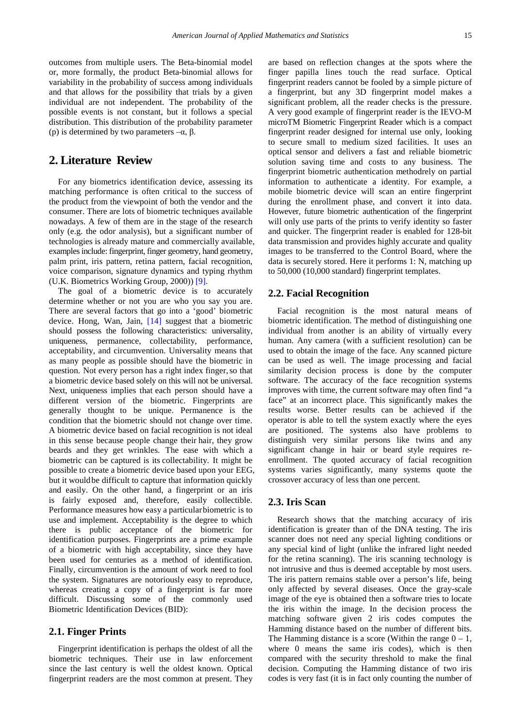outcomes from multiple users. The Beta-binomial model or, more formally, the product Beta-binomial allows for variability in the probability of success among individuals and that allows for the possibility that trials by a given individual are not independent. The probability of the possible events is not constant, but it follows a special distribution. This distribution of the probability parameter (p) is determined by two parameters –α, β.

## 2. Literature Review

For any biometrics identification device, assessing its matching performance is often critical to the success of the product from the viewpoint of both the vendor and the consumer. There are lots of biometric techniques available nowadays. A few of them are in the stage of the research only (e.g. the odor analysis), but a significant number of technologies is already mature and commercially available, examples include: fingerprint, finger geometry, hand geometry, palm print, iris pattern, retina pattern, facial recognition, voice comparison, signature dynamics and typing rhythm (U.K. Biometrics Working Group, 2000)) [9].

The goal of a biometric device is to accurately determine whether or not you are who you say you are. There are several factors that go into a 'good' biometric device. Hong, Wan, Jain, [14] suggest that a biometric should possess the following characteristics: universality, uniqueness, permanence, collectability, performance, acceptability, and circumvention. Universality means that as many people as possible should have the biometric in question. Not every person has a right index finger, so that a biometric device based solely on this will not be universal. Next, uniqueness implies that each person should have a different version of the biometric. Fingerprints are generally thought to be unique. Permanence is the condition that the biometric should not change over time. A biometric device based on facial recognition is not ideal in this sense because people change their hair, they grow beards and they get wrinkles. The ease with which a biometric can be captured is its collectability. It might be possible to create a biometric device based upon your EEG, but it wouldbe difficult to capture that information quickly and easily. On the other hand, a fingerprint or an iris is fairly exposed and, therefore, easily collectible. Performance measures how easy a particularbiometric is to use and implement. Acceptability is the degree to which there is public acceptance of the biometric for identification purposes. Fingerprints are a prime example of a biometric with high acceptability, since they have been used for centuries as a method of identification. Finally, circumvention is the amount of work need to fool the system. Signatures are notoriously easy to reproduce, whereas creating a copy of a fingerprint is far more difficult. Discussing some of the commonly used Biometric Identification Devices (BID):

### 2.1. Finger Prints

Fingerprint identification is perhaps the oldest of all the biometric techniques. Their use in law enforcement since the last century is well the oldest known. Optical fingerprint readers are the most common at present. They are based on reflection changes at the spots where the finger papilla lines touch the read surface. Optical fingerprint readers cannot be fooled by a simple picture of a fingerprint, but any 3D fingerprint model makes a significant problem, all the reader checks is the pressure. A very good example of fingerprint reader is the IEVO-M microTM Biometric Fingerprint Reader which is a compact fingerprint reader designed for internal use only, looking to secure small to medium sized facilities. It uses an optical sensor and delivers a fast and reliable biometric solution saving time and costs to any business. The fingerprint biometric authentication methodrely on partial information to authenticate a identity. For example, a mobile biometric device will scan an entire fingerprint during the enrollment phase, and convert it into data. However, future biometric authentication of the fingerprint will only use parts of the prints to verify identity so faster and quicker. The fingerprint reader is enabled for 128-bit data transmission and provides highly accurate and quality images to be transferred to the Control Board, where the data is securely stored. Here it performs 1: N, matching up to 50,000 (10,000 standard) fingerprint templates.

### 2.2. Facial Recognition

Facial recognition is the most natural means of biometric identification. The method of distinguishing one individual from another is an ability of virtually every human. Any camera (with a sufficient resolution) can be used to obtain the image of the face. Any scanned picture can be used as well. The image processing and facial similarity decision process is done by the computer software. The accuracy of the face recognition systems improves with time, the current software may often find "a face" at an incorrect place. This significantly makes the results worse. Better results can be achieved if the operator is able to tell the system exactly where the eyes are positioned. The systems also have problems to distinguish very similar persons like twins and any significant change in hair or beard style requires re-enrollment. The quoted accuracy of facial recognition systems varies significantly, many systems quote the crossover accuracy of less than one percent.

### 2.3. Iris Scan

Research shows that the matching accuracy of iris identification is greater than of the DNA testing. The iris scanner does not need any special lighting conditions or any special kind of light (unlike the infrared light needed for the retina scanning). The iris scanning technology is not intrusive and thus is deemed acceptable by most users. The iris pattern remains stable over a person's life, being only affected by several diseases. Once the gray-scale image of the eye is obtained then a software tries to locate the iris within the image. In the decision process the matching software given 2 iris codes computes the Hamming distance based on the number of different bits. The Hamming distance is a score (Within the range 0 – 1, where 0 means the same iris codes), which is then compared with the security threshold to make the final decision. Computing the Hamming distance of two iris codes is very fast (it is in fact only counting the number of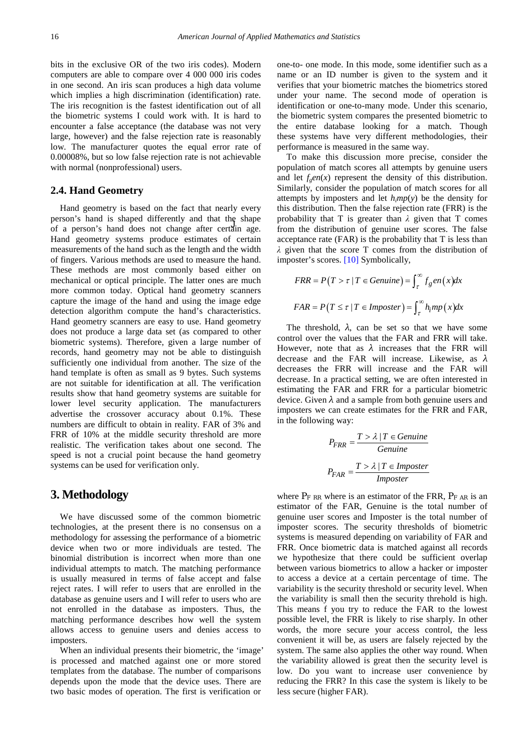bits in the exclusive OR of the two iris codes). Modern computers are able to compare over 4 000 000 iris codes in one second. An iris scan produces a high data volume which implies a high discrimination (identification) rate. The iris recognition is the fastest identification out of all the biometric systems I could work with. It is hard to encounter a false acceptance (the database was not very large, however) and the false rejection rate is reasonably low. The manufacturer quotes the equal error rate of 0.00008%, but so low false rejection rate is not achievable with normal (nonprofessional) users.

## 2.4. Hand Geometry

Hand geometry is based on the fact that nearly every person's hand is shaped differently and that the shape of a person's hand does not change after certain age. Hand geometry systems produce estimates of certain measurements of the hand such as the length and the width of fingers. Various methods are used to measure the hand. These methods are most commonly based either on mechanical or optical principle. The latter ones are much more common today. Optical hand geometry scanners capture the image of the hand and using the image edge detection algorithm compute the hand's characteristics. Hand geometry scanners are easy to use. Hand geometry does not produce a large data set (as compared to other biometric systems). Therefore, given a large number of records, hand geometry may not be able to distinguish sufficiently one individual from another. The size of the hand template is often as small as 9 bytes. Such systems are not suitable for identification at all. The verification results show that hand geometry systems are suitable for lower level security application. The manufacturers advertise the crossover accuracy about 0.1%. These numbers are difficult to obtain in reality. FAR of 3% and FRR of 10% at the middle security threshold are more realistic. The verification takes about one second. The speed is not a crucial point because the hand geometry systems can be used for verification only.

# 3. Methodology

We have discussed some of the common biometric technologies, at the present there is no consensus on a methodology for assessing the performance of a biometric device when two or more individuals are tested. The binomial distribution is incorrect when more than one individual attempts to match. The matching performance is usually measured in terms of false accept and false reject rates. I will refer to users that are enrolled in the database as genuine users and I will refer to users who are not enrolled in the database as imposters. Thus, the matching performance describes how well the system allows access to genuine users and denies access to imposters.

When an individual presents their biometric, the 'image' is processed and matched against one or more stored templates from the database. The number of comparisons depends upon the mode that the device uses. There are two basic modes of operation. The first is verification or one-to- one mode. In this mode, some identifier such as a name or an ID number is given to the system and it verifies that your biometric matches the biometrics stored under your name. The second mode of operation is identification or one-to-many mode. Under this scenario, the biometric system compares the presented biometric to the entire database looking for a match. Though these systems have very different methodologies, their performance is measured in the same way.

To make this discussion more precise, consider the population of match scores all attempts by genuine users and let $f_g en(x)$ represent the density of this distribution. Similarly, consider the population of match scores for all attempts by imposters and let $h_i mp(y)$ be the density for this distribution. Then the false rejection rate (FRR) is the probability that T is greater than $\lambda$ given that T comes from the distribution of genuine user scores. The false acceptance rate (FAR) is the probability that T is less than $\lambda$ given that the score T comes from the distribution of imposter's scores. [10] Symbolically,

$$FRR = P(T > \tau \mid T \in Genuine) = \int_{\tau}^{\infty} f_g en(x) dx$$

$$FAR = P(T \le \tau \mid T \in Imposter) = \int_{\tau}^{\infty} h_i mp(x) dx$$

The threshold, $\lambda$, can be set so that we have some control over the values that the FAR and FRR will take. However, note that as $\lambda$ increases that the FRR will decrease and the FAR will increase. Likewise, as $\lambda$ decreases the FRR will increase and the FAR will decrease. In a practical setting, we are often interested in estimating the FAR and FRR for a particular biometric device. Given $\lambda$ and a sample from both genuine users and imposters we can create estimates for the FRR and FAR, in the following way:

$$P_{FRR} = \frac{T > \lambda \mid T \in Genuine}{Genuine}$$

$$P_{FAR} = \frac{T > \lambda \mid T \in Imposter}{Imposter}$$

where $P_{FRR}$ where is an estimator of the FRR, $P_{FAR}$ is an estimator of the FAR, Genuine is the total number of genuine user scores and Imposter is the total number of imposter scores. The security thresholds of biometric systems is measured depending on variability of FAR and FRR. Once biometric data is matched against all records we hypothesize that there could be sufficient overlap between various biometrics to allow a hacker or imposter to access a device at a certain percentage of time. The variability is the security threshold or security level. When the variability is small then the security threhold is high. This means f you try to reduce the FAR to the lowest possible level, the FRR is likely to rise sharply. In other words, the more secure your access control, the less convenient it will be, as users are falsely rejected by the system. The same also applies the other way round. When the variability allowed is great then the security level is low. Do you want to increase user convenience by reducing the FRR? In this case the system is likely to be less secure (higher FAR).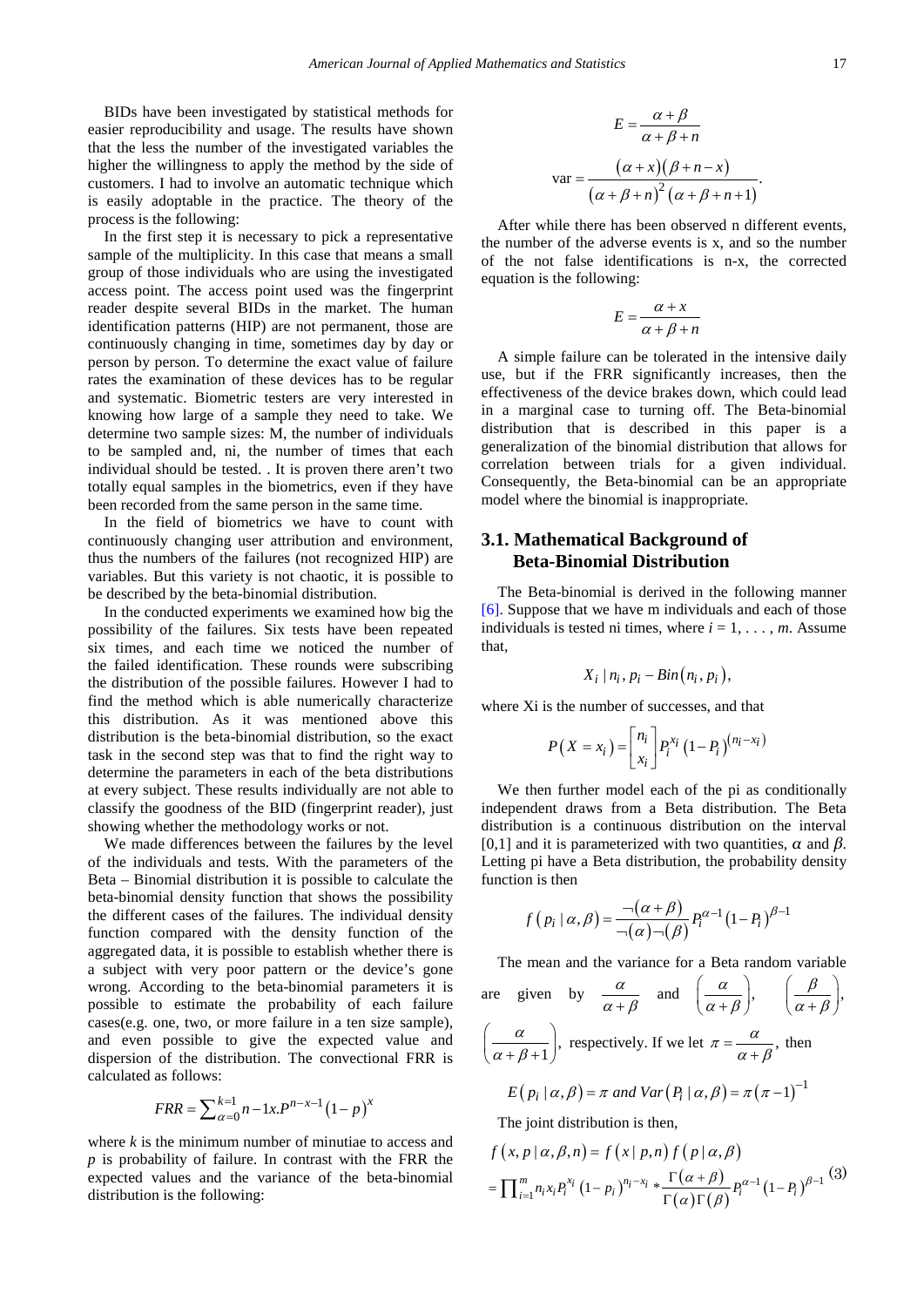BIDs have been investigated by statistical methods for easier reproducibility and usage. The results have shown that the less the number of the investigated variables the higher the willingness to apply the method by the side of customers. I had to involve an automatic technique which is easily adoptable in the practice. The theory of the process is the following:

In the first step it is necessary to pick a representative sample of the multiplicity. In this case that means a small group of those individuals who are using the investigated access point. The access point used was the fingerprint reader despite several BIDs in the market. The human identification patterns (HIP) are not permanent, those are continuously changing in time, sometimes day by day or person by person. To determine the exact value of failure rates the examination of these devices has to be regular and systematic. Biometric testers are very interested in knowing how large of a sample they need to take. We determine two sample sizes: M, the number of individuals to be sampled and, ni, the number of times that each individual should be tested. . It is proven there aren't two totally equal samples in the biometrics, even if they have been recorded from the same person in the same time.

In the field of biometrics we have to count with continuously changing user attribution and environment, thus the numbers of the failures (not recognized HIP) are variables. But this variety is not chaotic, it is possible to be described by the beta-binomial distribution.

In the conducted experiments we examined how big the possibility of the failures. Six tests have been repeated six times, and each time we noticed the number of the failed identification. These rounds were subscribing the distribution of the possible failures. However I had to find the method which is able numerically characterize this distribution. As it was mentioned above this distribution is the beta-binomial distribution, so the exact task in the second step was that to find the right way to determine the parameters in each of the beta distributions at every subject. These results individually are not able to classify the goodness of the BID (fingerprint reader), just showing whether the methodology works or not.

We made differences between the failures by the level of the individuals and tests. With the parameters of the Beta – Binomial distribution it is possible to calculate the beta-binomial density function that shows the possibility the different cases of the failures. The individual density function compared with the density function of the aggregated data, it is possible to establish whether there is a subject with very poor pattern or the device's gone wrong. According to the beta-binomial parameters it is possible to estimate the probability of each failure cases(e.g. one, two, or more failure in a ten size sample), and even possible to give the expected value and dispersion of the distribution. The convectional FRR is calculated as follows:

$$FRR = \sum_{\alpha=0}^{k=1} n-1x.P^{n-x-1}(1-p)^{x}$$

where $k$ is the minimum number of minutiae to access and $p$ is probability of failure. In contrast with the FRR the expected values and the variance of the beta-binomial distribution is the following:

$$E = \frac{\alpha+\beta}{\alpha+\beta+n}$$

$$\text{var} = \frac{(\alpha+x)(\beta+n-x)}{(\alpha+\beta+n)^{2}(\alpha+\beta+n+1)}.$$

After while there has been observed n different events, the number of the adverse events is x, and so the number of the not false identifications is n-x, the corrected equation is the following:

$$E = \frac{\alpha+x}{\alpha+\beta+n}$$

A simple failure can be tolerated in the intensive daily use, but if the FRR significantly increases, then the effectiveness of the device brakes down, which could lead in a marginal case to turning off. The Beta-binomial distribution that is described in this paper is a generalization of the binomial distribution that allows for correlation between trials for a given individual. Consequently, the Beta-binomial can be an appropriate model where the binomial is inappropriate.

## 3.1. Mathematical Background of Beta-Binomial Distribution

The Beta-binomial is derived in the following manner [6]. Suppose that we have m individuals and each of those individuals is tested ni times, where $i = 1, \ldots, m$. Assume that,

$$X_i \mid n_i, p_i - Bin(n_i, p_i),$$

where Xi is the number of successes, and that

$$P(X = x_i) = \begin{bmatrix} n_i \\ x_i \end{bmatrix} P_i^{x_i}(1-P_i)^{(n_i - x_i)}$$

We then further model each of the pi as conditionally independent draws from a Beta distribution. The Beta distribution is a continuous distribution on the interval [0,1] and it is parameterized with two quantities, $\alpha$ and $\beta$. Letting pi have a Beta distribution, the probability density function is then

$$f(p_i \mid \alpha, \beta) = \frac{\neg(\alpha+\beta)}{\neg(\alpha)\neg(\beta)} P_i^{\alpha-1}(1-P_i)^{\beta-1}$$

The mean and the variance for a Beta random variable are given by $\frac{\alpha}{\alpha+\beta}$ and $\left(\frac{\alpha}{\alpha+\beta}\right)$, $\left(\frac{\beta}{\alpha+\beta}\right)$, $\left(\frac{\alpha}{\alpha+\beta+1}\right)$, respectively. If we let $\pi = \frac{\alpha}{\alpha+\beta}$, then

$$E(p_i \mid \alpha, \beta) = \pi \text{ and } Var(P_i \mid \alpha, \beta) = \pi(\pi-1)^{-1}$$

The joint distribution is then,

$$\begin{aligned} &f(x, p \mid \alpha, \beta, n) = f(x \mid p, n) f(p \mid \alpha, \beta) \\ &= \prod_{i=1}^{m} n_i x_i P_i^{x_i}(1-p_i)^{n_i - x_i} * \frac{\Gamma(\alpha+\beta)}{\Gamma(\alpha)\Gamma(\beta)} P_i^{\alpha-1}(1-P_i)^{\beta-1} \end{aligned} \quad (3)$$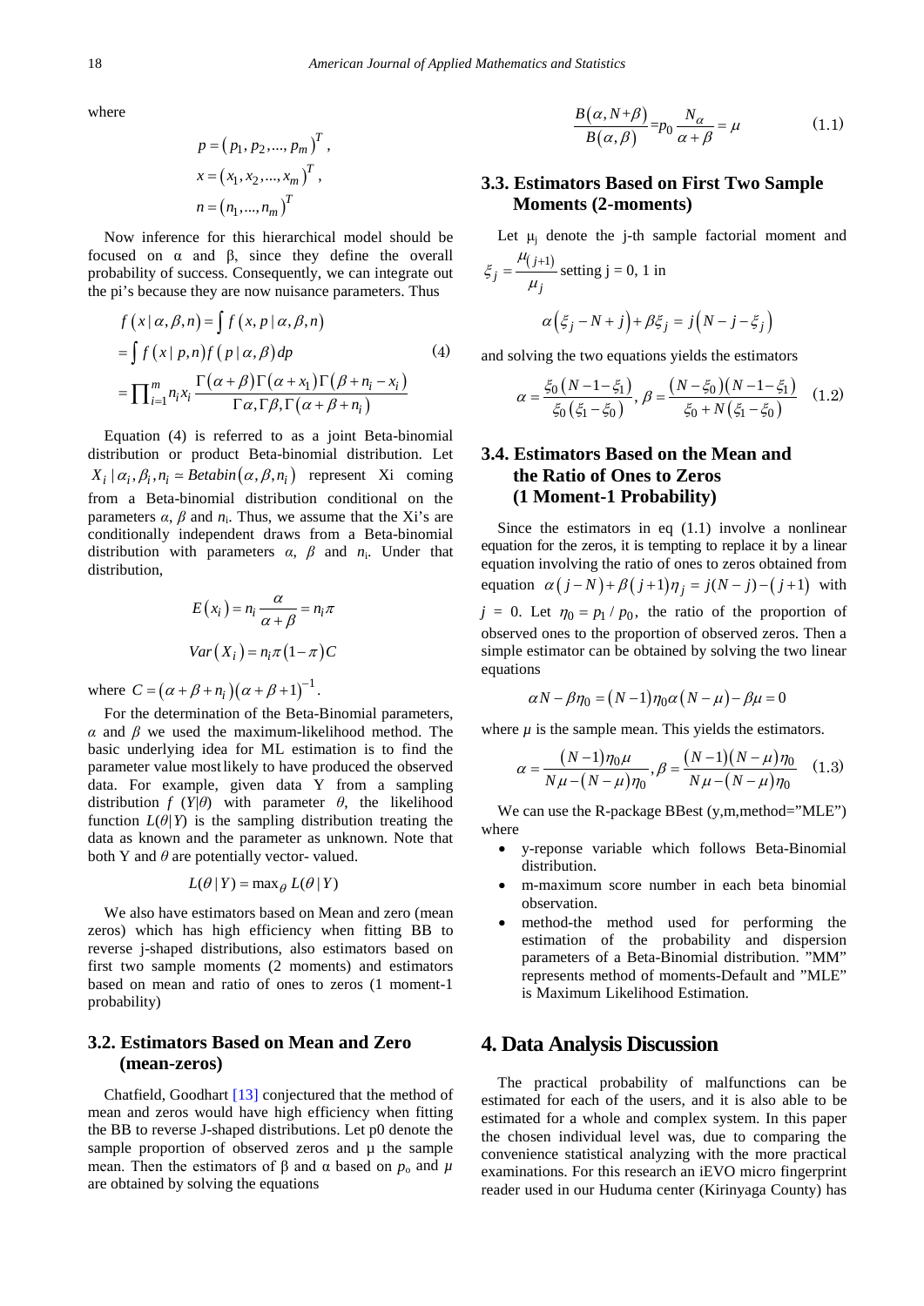where

$$p = (p_1, p_2, ..., p_m)^T,$$
$$x = (x_1, x_2, ..., x_m)^T,$$
$$n = (n_1, ..., n_m)^T$$

Now inference for this hierarchical model should be focused on α and β, since they define the overall probability of success. Consequently, we can integrate out the pi's because they are now nuisance parameters. Thus

$$
\begin{aligned}
f(x \mid \alpha, \beta, n) &= \int f(x, p \mid \alpha, \beta, n) \\
&= \int f(x \mid p, n) f(p \mid \alpha, \beta) dp \qquad (4) \\
&= \prod_{i=1}^{m} n_i x_i \frac{\Gamma(\alpha+\beta)\Gamma(\alpha+x_1)\Gamma(\beta+n_i-x_i)}{\Gamma\alpha, \Gamma\beta, \Gamma(\alpha+\beta+n_i)}
\end{aligned}
$$

Equation (4) is referred to as a joint Beta-binomial distribution or product Beta-binomial distribution. Let $X_i \mid \alpha_i, \beta_i, n_i \simeq Betabin(\alpha, \beta, n_i)$ represent Xi coming from a Beta-binomial distribution conditional on the parameters $\alpha$, $\beta$ and $n_i$. Thus, we assume that the Xi's are conditionally independent draws from a Beta-binomial distribution with parameters $\alpha$, $\beta$ and $n_i$. Under that distribution,

$$E(x_i) = n_i \frac{\alpha}{\alpha+\beta} = n_i \pi$$

$$Var(X_i) = n_i \pi (1-\pi) C$$

where $C = (\alpha+\beta+n_i)(\alpha+\beta+1)^{-1}$.

For the determination of the Beta-Binomial parameters, $\alpha$ and $\beta$ we used the maximum-likelihood method. The basic underlying idea for ML estimation is to find the parameter value most likely to have produced the observed data. For example, given data Y from a sampling distribution $f(Y|\theta)$ with parameter $\theta$, the likelihood function $L(\theta|Y)$ is the sampling distribution treating the data as known and the parameter as unknown. Note that both Y and $\theta$ are potentially vector- valued.

$$L(\theta \mid Y) = \max_{\theta} L(\theta \mid Y)$$

We also have estimators based on Mean and zero (mean zeros) which has high efficiency when fitting BB to reverse j-shaped distributions, also estimators based on first two sample moments (2 moments) and estimators based on mean and ratio of ones to zeros (1 moment-1 probability)

### 3.2. Estimators Based on Mean and Zero (mean-zeros)

Chatfield, Goodhart [13] conjectured that the method of mean and zeros would have high efficiency when fitting the BB to reverse J-shaped distributions. Let p0 denote the sample proportion of observed zeros and μ the sample mean. Then the estimators of β and α based on $p_o$ and $\mu$ are obtained by solving the equations

$$\frac{B(\alpha, N+\beta)}{B(\alpha, \beta)} = p_0 \frac{N_\alpha}{\alpha+\beta} = \mu \qquad (1.1)$$

### 3.3. Estimators Based on First Two Sample Moments (2-moments)

Let $\mu_j$ denote the j-th sample factorial moment and $\xi_j = \frac{\mu_{(j+1)}}{\mu_j}$ setting j = 0, 1 in

$$\alpha(\xi_j - N + j) + \beta \xi_j = j(N - j - \xi_j)$$

and solving the two equations yields the estimators

$$\alpha = \frac{\xi_0(N-1-\xi_1)}{\xi_0(\xi_1-\xi_0)}, \beta = \frac{(N-\xi_0)(N-1-\xi_1)}{\xi_0 + N(\xi_1-\xi_0)} \quad (1.2)$$

### 3.4. Estimators Based on the Mean and the Ratio of Ones to Zeros (1 Moment-1 Probability)

Since the estimators in eq (1.1) involve a nonlinear equation for the zeros, it is tempting to replace it by a linear equation involving the ratio of ones to zeros obtained from equation $\alpha(j-N) + \beta(j+1)\eta_j = j(N-j) - (j+1)$ with $j = 0$. Let $\eta_0 = p_1 / p_0$, the ratio of the proportion of observed ones to the proportion of observed zeros. Then a simple estimator can be obtained by solving the two linear equations

$$\alpha N - \beta \eta_0 = (N-1)\eta_0 \alpha (N-\mu) - \beta \mu = 0$$

where $\mu$ is the sample mean. This yields the estimators.

$$\alpha = \frac{(N-1)\eta_0 \mu}{N\mu - (N-\mu)\eta_0}, \beta = \frac{(N-1)(N-\mu)\eta_0}{N\mu - (N-\mu)\eta_0} \quad (1.3)$$

We can use the R-package BBest (y,m,method="MLE") where

- y-reponse variable which follows Beta-Binomial distribution.
- m-maximum score number in each beta binomial observation.
- method-the method used for performing the estimation of the probability and dispersion parameters of a Beta-Binomial distribution. "MM" represents method of moments-Default and "MLE" is Maximum Likelihood Estimation.

## 4. Data Analysis Discussion

The practical probability of malfunctions can be estimated for each of the users, and it is also able to be estimated for a whole and complex system. In this paper the chosen individual level was, due to comparing the convenience statistical analyzing with the more practical examinations. For this research an iEVO micro fingerprint reader used in our Huduma center (Kirinyaga County) has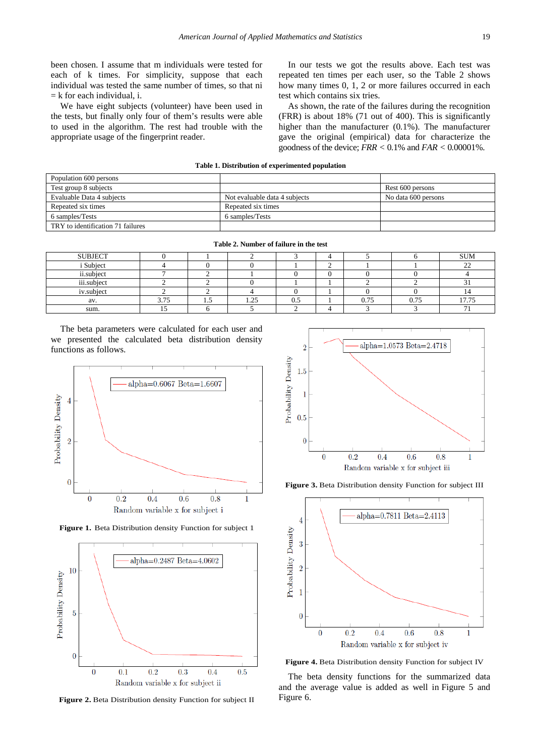been chosen. I assume that m individuals were tested for each of k times. For simplicity, suppose that each individual was tested the same number of times, so that ni = k for each individual, i.

We have eight subjects (volunteer) have been used in the tests, but finally only four of them's results were able to used in the algorithm. The rest had trouble with the appropriate usage of the fingerprint reader.

In our tests we got the results above. Each test was repeated ten times per each user, so the Table 2 shows how many times 0, 1, 2 or more failures occurred in each test which contains six tries.

As shown, the rate of the failures during the recognition (FRR) is about 18% (71 out of 400). This is significantly higher than the manufacturer (0.1%). The manufacturer gave the original (empirical) data for characterize the goodness of the device; *FRR* < 0.1% and *FAR* < 0.00001%.

**Table 1. Distribution of experimented population**

| Population 600 persons | | |
|---|---|---|
| Test group 8 subjects | | Rest 600 persons |
| Evaluable Data 4 subjects | Not evaluable data 4 subjects | No data 600 persons |
| Repeated six times | Repeated six times | |
| 6 samples/Tests | 6 samples/Tests | |
| TRY to identification 71 failures | | |

**Table 2. Number of failure in the test**

| SUBJECT | 0 | 1 | 2 | 3 | 4 | 5 | 6 | SUM |
|---|---|---|---|---|---|---|---|---|
| i Subject | 4 | 0 | 0 | 1 | 2 | 1 | 1 | 22 |
| ii.subject | 7 | 2 | 1 | 0 | 0 | 0 | 0 | 4 |
| iii.subject | 2 | 2 | 0 | 1 | 1 | 2 | 2 | 31 |
| iv.subject | 2 | 2 | 4 | 0 | 1 | 0 | 0 | 14 |
| av. | 3.75 | 1.5 | 1.25 | 0.5 | 1 | 0.75 | 0.75 | 17.75 |
| sum. | 15 | 6 | 5 | 2 | 4 | 3 | 3 | 71 |

The beta parameters were calculated for each user and we presented the calculated beta distribution density functions as follows.

**Figure 1.** Beta Distribution density Function for subject 1

**Figure 2.** Beta Distribution density Function for subject II

**Figure 3.** Beta Distribution density Function for subject III

**Figure 4.** Beta Distribution density Function for subject IV

The beta density functions for the summarized data and the average value is added as well in Figure 5 and Figure 6.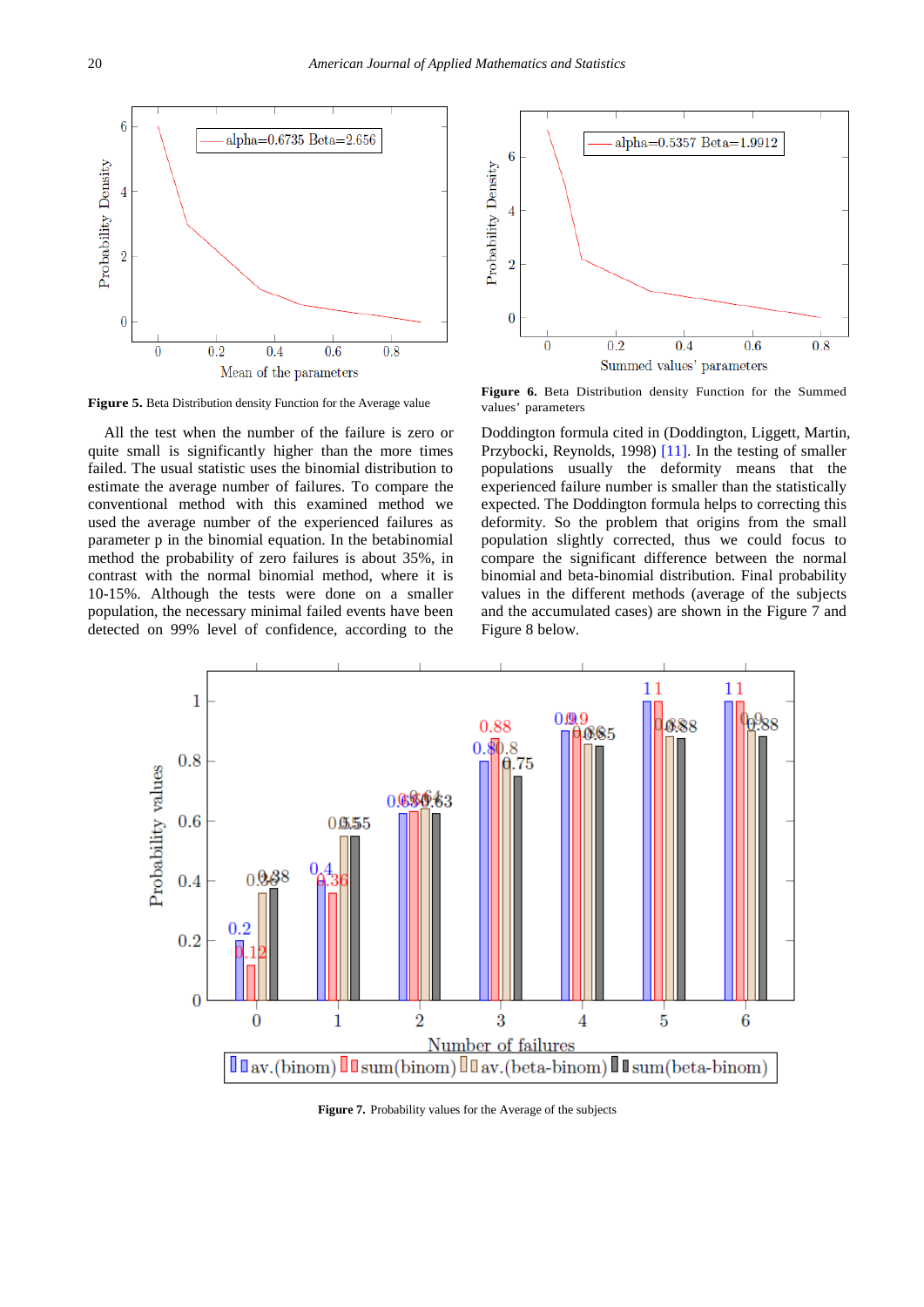Figure 5. Beta Distribution density Function for the Average value

Figure 6. Beta Distribution density Function for the Summed values' parameters

All the test when the number of the failure is zero or quite small is significantly higher than the more times failed. The usual statistic uses the binomial distribution to estimate the average number of failures. To compare the conventional method with this examined method we used the average number of the experienced failures as parameter p in the binomial equation. In the betabinomial method the probability of zero failures is about 35%, in contrast with the normal binomial method, where it is 10-15%. Although the tests were done on a smaller population, the necessary minimal failed events have been detected on 99% level of confidence, according to the Doddington formula cited in (Doddington, Liggett, Martin, Przybocki, Reynolds, 1998) [11]. In the testing of smaller populations usually the deformity means that the experienced failure number is smaller than the statistically expected. The Doddington formula helps to correcting this deformity. So the problem that origins from the small population slightly corrected, thus we could focus to compare the significant difference between the normal binomial and beta-binomial distribution. Final probability values in the different methods (average of the subjects and the accumulated cases) are shown in the Figure 7 and Figure 8 below.

Figure 7. Probability values for the Average of the subjects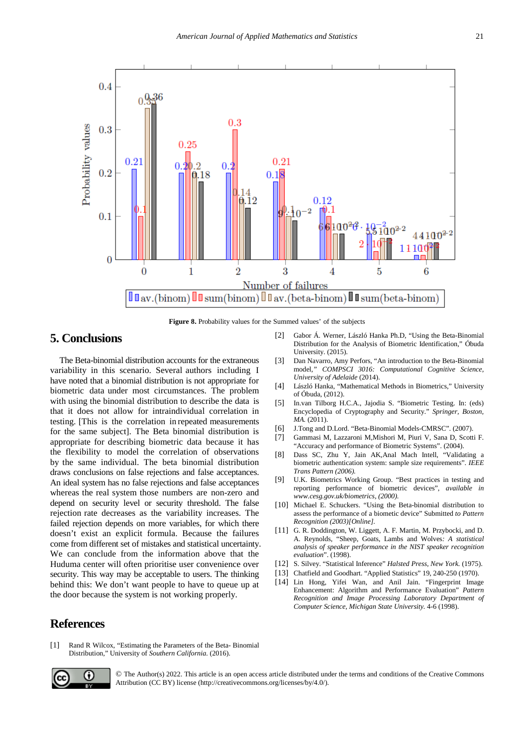Probability values

0.4
0.3
0.2
0.1
0

0.21 0.1 0.35 0.36
0.2 0.25 0.2 0.18
0.2 0.3 0.14 0.12
0.18 0.21 0.1 $9 \cdot 10^{-2}$
0.12 0.1 $6 \cdot 10^{-2}$ $6 \cdot 10^{-2}$
$5 \cdot 10^{-2}$ $2 \cdot 10^{-2}$ $5 \cdot 10^{-2}$ $5 \cdot 10^{-2}$
$1 \cdot 10^{-2}$ $1 \cdot 10^{-2}$ $4 \cdot 10^{-2}$ $4 \cdot 10^{-2}$

0 1 2 3 4 5 6

Number of failures

av.(binom) sum(binom) av.(beta-binom) sum(beta-binom)

**Figure 8.** Probability values for the Summed values' of the subjects

## 5. Conclusions

The Beta-binomial distribution accounts for the extraneous variability in this scenario. Several authors including I have noted that a binomial distribution is not appropriate for biometric data under most circumstances. The problem with using the binomial distribution to describe the data is that it does not allow for intraindividual correlation in testing. [This is the correlation in repeated measurements for the same subject]. The Beta binomial distribution is appropriate for describing biometric data because it has the flexibility to model the correlation of observations by the same individual. The beta binomial distribution draws conclusions on false rejections and false acceptances. An ideal system has no false rejections and false acceptances whereas the real system those numbers are non-zero and depend on security level or security threshold. The false rejection rate decreases as the variability increases. The failed rejection depends on more variables, for which there doesn't exist an explicit formula. Because the failures come from different set of mistakes and statistical uncertainty. We can conclude from the information above that the Huduma center will often prioritise user convenience over security. This way may be acceptable to users. The thinking behind this: We don't want people to have to queue up at the door because the system is not working properly.

## References

[1] Rand R Wilcox, "Estimating the Parameters of the Beta- Binomial Distribution," University of *Southern California.* (2016).

[2] Gabor Á. Werner, László Hanka Ph.D, "Using the Beta-Binomial Distribution for the Analysis of Biometric Identification," Óbuda University. (2015).

[3] Dan Navarro, Amy Perfors, "An introduction to the Beta-Binomial model," *COMPSCI 3016: Computational Cognitive Science, University of Adelaide* (2014).

[4] László Hanka, "Mathematical Methods in Biometrics," University of Óbuda, (2012).

[5] In.van Tilborg H.C.A., Jajodia S. "Biometric Testing. In: (eds) Encyclopedia of Cryptography and Security." *Springer, Boston, MA.* (2011).

[6] J.Tong and D.Lord. "Beta-Binomial Models-CMRSC". (2007).

[7] Gammasi M, Lazzaroni M,Mishori M, Piuri V, Sana D, Scotti F. "Accuracy and performance of Biometric Systems". (2004).

[8] Dass SC, Zhu Y, Jain AK,Anal Mach Intell, "Validating a biometric authentication system: sample size requirements". *IEEE Trans Pattern (2006).*

[9] U.K. Biometrics Working Group. "Best practices in testing and reporting performance of biometric devices", *available in www.cesg.gov.uk/biometrics, (2000).*

[10] Michael E. Schuckers. "Using the Beta-binomial distribution to assess the performance of a biometric device" Submitted *to Pattern Recognition (2003)[Online].*

[11] G. R. Doddington, W. Liggett, A. F. Martin, M. Przybocki, and D. A. Reynolds, "Sheep, Goats, Lambs and Wolves*: A statistical analysis of speaker performance in the NIST speaker recognition evaluation*". (1998).

[12] S. Silvey. "Statistical Inference" *Halsted Press, New York.* (1975).

[13] Chatfield and Goodhart. "Applied Statistics" 19, 240-250 (1970).

[14] Lin Hong, Yifei Wan, and Anil Jain. "Fingerprint Image Enhancement: Algorithm and Performance Evaluation" *Pattern Recognition and Image Processing Laboratory Department of Computer Science, Michigan State University.* 4-6 (1998).

© The Author(s) 2022. This article is an open access article distributed under the terms and conditions of the Creative Commons Attribution (CC BY) license (http://creativecommons.org/licenses/by/4.0/).